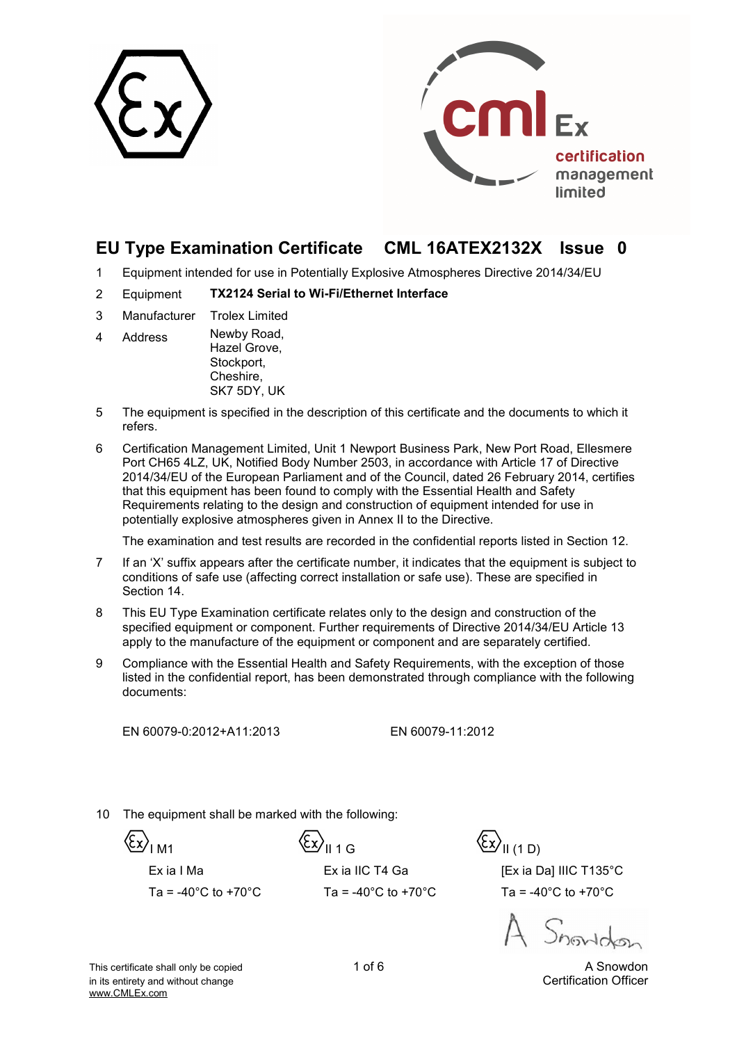# EU Type Examination Certificate CML 16ATEX2132X Issue 0

1 Equipment intended for use in Potentially Explosive Atmospheres Directive 2014/34/EU

2 Equipment **TX2124 Serial to Wi-Fi/Ethernet Interface**

3 Manufacturer Trolex Limited

4 Address Newby Road,
Hazel Grove,
Stockport,
Cheshire,
SK7 5DY, UK

5 The equipment is specified in the description of this certificate and the documents to which it refers.

6 Certification Management Limited, Unit 1 Newport Business Park, New Port Road, Ellesmere Port CH65 4LZ, UK, Notified Body Number 2503, in accordance with Article 17 of Directive 2014/34/EU of the European Parliament and of the Council, dated 26 February 2014, certifies that this equipment has been found to comply with the Essential Health and Safety Requirements relating to the design and construction of equipment intended for use in potentially explosive atmospheres given in Annex II to the Directive.

The examination and test results are recorded in the confidential reports listed in Section 12.

7 If an 'X' suffix appears after the certificate number, it indicates that the equipment is subject to conditions of safe use (affecting correct installation or safe use). These are specified in Section 14.

8 This EU Type Examination certificate relates only to the design and construction of the specified equipment or component. Further requirements of Directive 2014/34/EU Article 13 apply to the manufacture of the equipment or component and are separately certified.

9 Compliance with the Essential Health and Safety Requirements, with the exception of those listed in the confidential report, has been demonstrated through compliance with the following documents:

EN 60079-0:2012+A11:2013 EN 60079-11:2012

10 The equipment shall be marked with the following:

| | | |
|---|---|---|
| Ex I M1 | Ex II 1 G | Ex II (1 D) |
| Ex ia I Ma | Ex ia IIC T4 Ga | [Ex ia Da] IIIC T135°C |
| Ta = -40°C to +70°C | Ta = -40°C to +70°C | Ta = -40°C to +70°C |

A Snowdon
Certification Officer

This certificate shall only be copied in its entirety and without change
www.CMLEx.com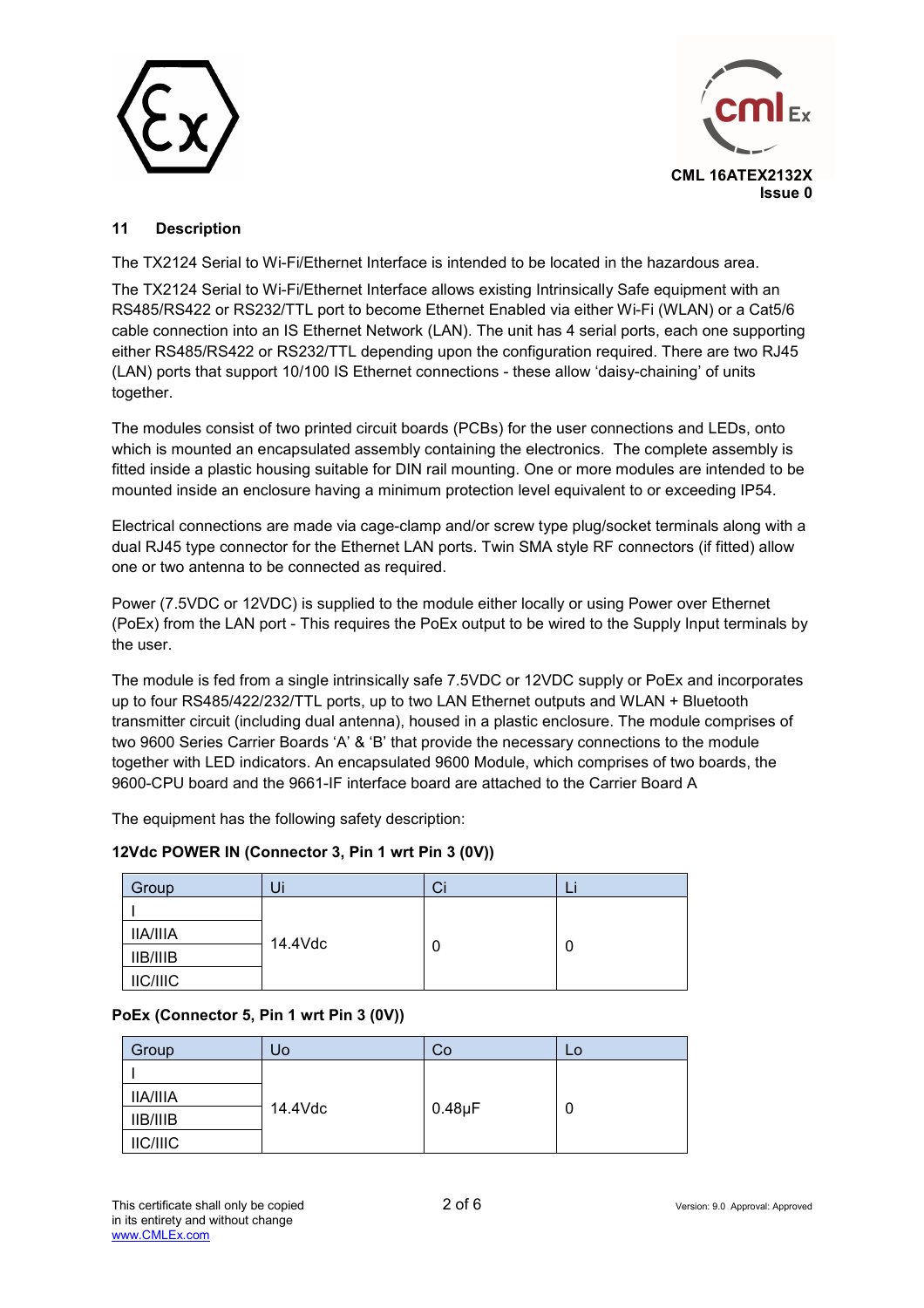## 11 Description

The TX2124 Serial to Wi-Fi/Ethernet Interface is intended to be located in the hazardous area.

The TX2124 Serial to Wi-Fi/Ethernet Interface allows existing Intrinsically Safe equipment with an RS485/RS422 or RS232/TTL port to become Ethernet Enabled via either Wi-Fi (WLAN) or a Cat5/6 cable connection into an IS Ethernet Network (LAN). The unit has 4 serial ports, each one supporting either RS485/RS422 or RS232/TTL depending upon the configuration required. There are two RJ45 (LAN) ports that support 10/100 IS Ethernet connections - these allow 'daisy-chaining' of units together.

The modules consist of two printed circuit boards (PCBs) for the user connections and LEDs, onto which is mounted an encapsulated assembly containing the electronics. The complete assembly is fitted inside a plastic housing suitable for DIN rail mounting. One or more modules are intended to be mounted inside an enclosure having a minimum protection level equivalent to or exceeding IP54.

Electrical connections are made via cage-clamp and/or screw type plug/socket terminals along with a dual RJ45 type connector for the Ethernet LAN ports. Twin SMA style RF connectors (if fitted) allow one or two antenna to be connected as required.

Power (7.5VDC or 12VDC) is supplied to the module either locally or using Power over Ethernet (PoEx) from the LAN port - This requires the PoEx output to be wired to the Supply Input terminals by the user.

The module is fed from a single intrinsically safe 7.5VDC or 12VDC supply or PoEx and incorporates up to four RS485/422/232/TTL ports, up to two LAN Ethernet outputs and WLAN + Bluetooth transmitter circuit (including dual antenna), housed in a plastic enclosure. The module comprises of two 9600 Series Carrier Boards 'A' & 'B' that provide the necessary connections to the module together with LED indicators. An encapsulated 9600 Module, which comprises of two boards, the 9600-CPU board and the 9661-IF interface board are attached to the Carrier Board A

The equipment has the following safety description:

**12Vdc POWER IN (Connector 3, Pin 1 wrt Pin 3 (0V))**

| Group | Ui | Ci | Li |
|---|---|---|---|
| I | 14.4Vdc | 0 | 0 |
| IIA/IIIA | | | |
| IIB/IIIB | | | |
| IIC/IIIC | | | |

**PoEx (Connector 5, Pin 1 wrt Pin 3 (0V))**

| Group | Uo | Co | Lo |
|---|---|---|---|
| I | 14.4Vdc | 0.48µF | 0 |
| IIA/IIIA | | | |
| IIB/IIIB | | | |
| IIC/IIIC | | | |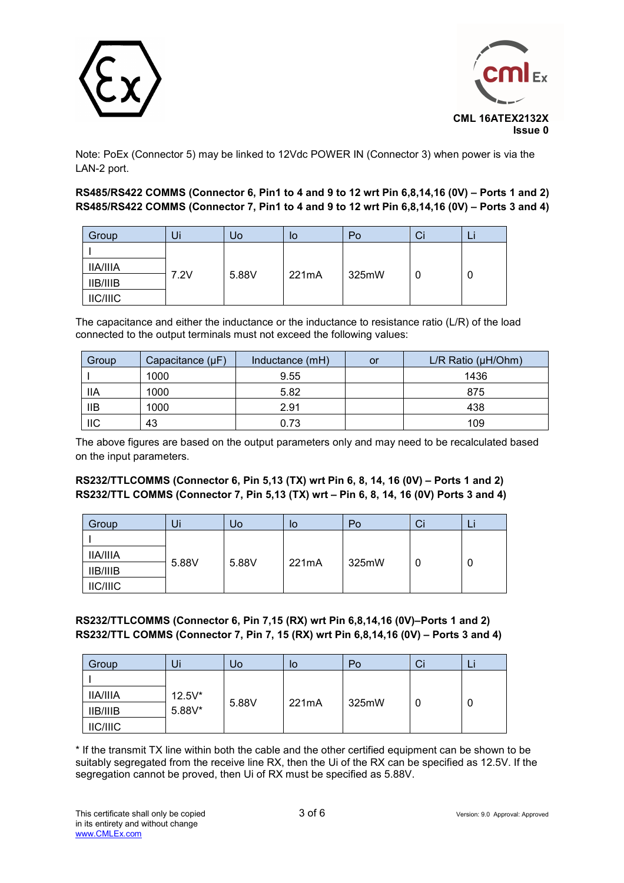Note: PoEx (Connector 5) may be linked to 12Vdc POWER IN (Connector 3) when power is via the LAN-2 port.

**RS485/RS422 COMMS (Connector 6, Pin1 to 4 and 9 to 12 wrt Pin 6,8,14,16 (0V) – Ports 1 and 2)**
**RS485/RS422 COMMS (Connector 7, Pin1 to 4 and 9 to 12 wrt Pin 6,8,14,16 (0V) – Ports 3 and 4)**

| Group | Ui | Uo | Io | Po | Ci | Li |
|---|---|---|---|---|---|---|
| I | 7.2V | 5.88V | 221mA | 325mW | 0 | 0 |
| IIA/IIIA | | | | | | |
| IIB/IIIB | | | | | | |
| IIC/IIIC | | | | | | |

The capacitance and either the inductance or the inductance to resistance ratio (L/R) of the load connected to the output terminals must not exceed the following values:

| Group | Capacitance (μF) | Inductance (mH) | or | L/R Ratio (μH/Ohm) |
|---|---|---|---|---|
| I | 1000 | 9.55 | | 1436 |
| IIA | 1000 | 5.82 | | 875 |
| IIB | 1000 | 2.91 | | 438 |
| IIC | 43 | 0.73 | | 109 |

The above figures are based on the output parameters only and may need to be recalculated based on the input parameters.

**RS232/TTLCOMMS (Connector 6, Pin 5,13 (TX) wrt Pin 6, 8, 14, 16 (0V) – Ports 1 and 2)**
**RS232/TTL COMMS (Connector 7, Pin 5,13 (TX) wrt – Pin 6, 8, 14, 16 (0V) Ports 3 and 4)**

| Group | Ui | Uo | Io | Po | Ci | Li |
|---|---|---|---|---|---|---|
| I | 5.88V | 5.88V | 221mA | 325mW | 0 | 0 |
| IIA/IIIA | | | | | | |
| IIB/IIIB | | | | | | |
| IIC/IIIC | | | | | | |

**RS232/TTLCOMMS (Connector 6, Pin 7,15 (RX) wrt Pin 6,8,14,16 (0V)–Ports 1 and 2)**
**RS232/TTL COMMS (Connector 7, Pin 7, 15 (RX) wrt Pin 6,8,14,16 (0V) – Ports 3 and 4)**

| Group | Ui | Uo | Io | Po | Ci | Li |
|---|---|---|---|---|---|---|
| I | 12.5V* 5.88V* | 5.88V | 221mA | 325mW | 0 | 0 |
| IIA/IIIA | | | | | | |
| IIB/IIIB | | | | | | |
| IIC/IIIC | | | | | | |

* If the transmit TX line within both the cable and the other certified equipment can be shown to be suitably segregated from the receive line RX, then the Ui of the RX can be specified as 12.5V. If the segregation cannot be proved, then Ui of RX must be specified as 5.88V.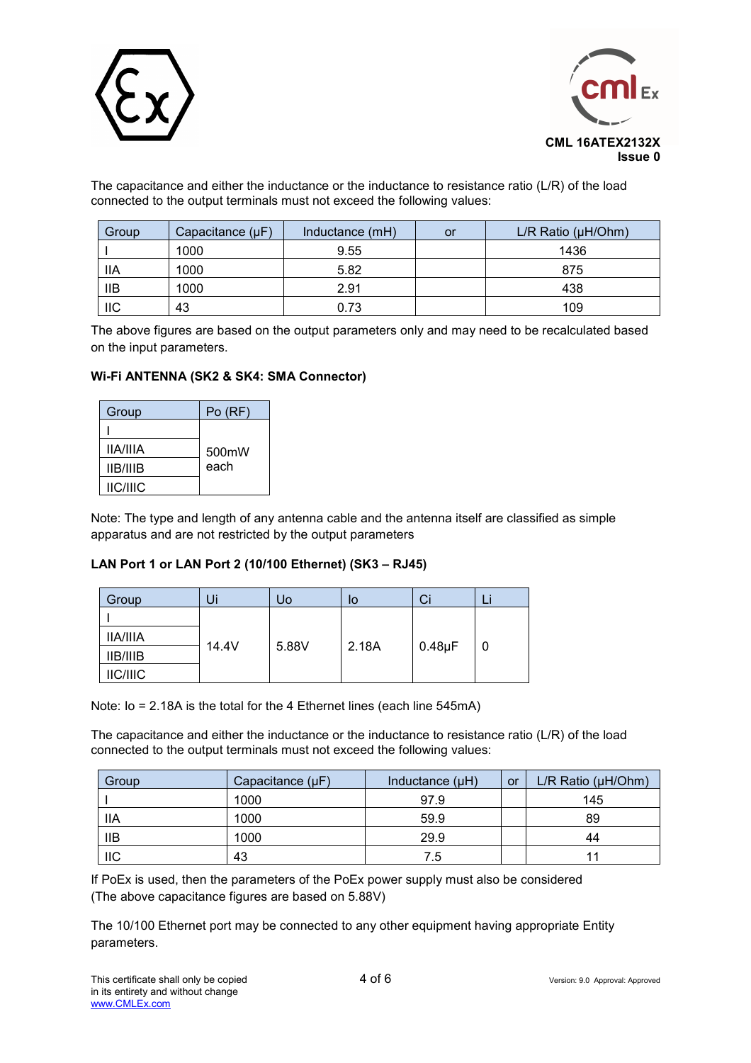The capacitance and either the inductance or the inductance to resistance ratio (L/R) of the load connected to the output terminals must not exceed the following values:

| Group | Capacitance (μF) | Inductance (mH) | or | L/R Ratio (μH/Ohm) |
|---|---|---|---|---|
| I | 1000 | 9.55 | | 1436 |
| IIA | 1000 | 5.82 | | 875 |
| IIB | 1000 | 2.91 | | 438 |
| IIC | 43 | 0.73 | | 109 |

The above figures are based on the output parameters only and may need to be recalculated based on the input parameters.

**Wi-Fi ANTENNA (SK2 & SK4: SMA Connector)**

| Group | Po (RF) |
|---|---|
| I | 500mW each |
| IIA/IIIA | |
| IIB/IIIB | |
| IIC/IIIC | |

Note: The type and length of any antenna cable and the antenna itself are classified as simple apparatus and are not restricted by the output parameters

**LAN Port 1 or LAN Port 2 (10/100 Ethernet) (SK3 – RJ45)**

| Group | Ui | Uo | Io | Ci | Li |
|---|---|---|---|---|---|
| I | 14.4V | 5.88V | 2.18A | 0.48μF | 0 |
| IIA/IIIA | | | | | |
| IIB/IIIB | | | | | |
| IIC/IIIC | | | | | |

Note: Io = 2.18A is the total for the 4 Ethernet lines (each line 545mA)

The capacitance and either the inductance or the inductance to resistance ratio (L/R) of the load connected to the output terminals must not exceed the following values:

| Group | Capacitance (μF) | Inductance (μH) | or | L/R Ratio (μH/Ohm) |
|---|---|---|---|---|
| I | 1000 | 97.9 | | 145 |
| IIA | 1000 | 59.9 | | 89 |
| IIB | 1000 | 29.9 | | 44 |
| IIC | 43 | 7.5 | | 11 |

If PoEx is used, then the parameters of the PoEx power supply must also be considered
(The above capacitance figures are based on 5.88V)

The 10/100 Ethernet port may be connected to any other equipment having appropriate Entity parameters.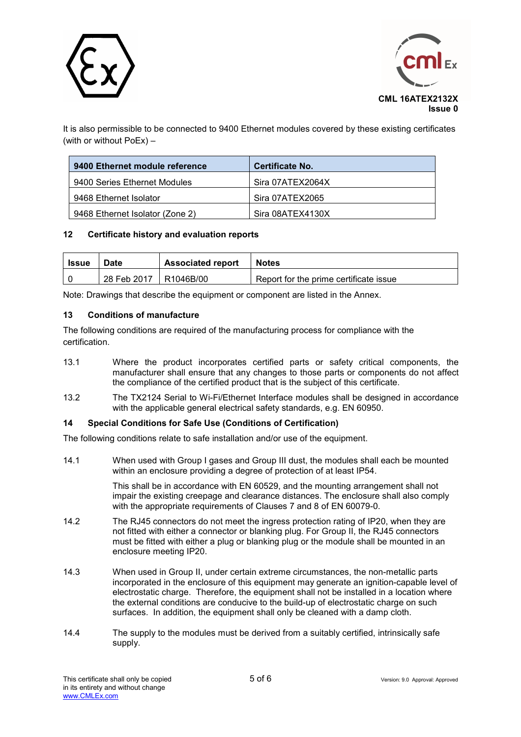It is also permissible to be connected to 9400 Ethernet modules covered by these existing certificates (with or without PoEx) –

| 9400 Ethernet module reference | Certificate No. |
|---|---|
| 9400 Series Ethernet Modules | Sira 07ATEX2064X |
| 9468 Ethernet Isolator | Sira 07ATEX2065 |
| 9468 Ethernet Isolator (Zone 2) | Sira 08ATEX4130X |

## 12 Certificate history and evaluation reports

| Issue | Date | Associated report | Notes |
|---|---|---|---|
| 0 | 28 Feb 2017 | R1046B/00 | Report for the prime certificate issue |

Note: Drawings that describe the equipment or component are listed in the Annex.

## 13 Conditions of manufacture

The following conditions are required of the manufacturing process for compliance with the certification.

13.1 Where the product incorporates certified parts or safety critical components, the manufacturer shall ensure that any changes to those parts or components do not affect the compliance of the certified product that is the subject of this certificate.

13.2 The TX2124 Serial to Wi-Fi/Ethernet Interface modules shall be designed in accordance with the applicable general electrical safety standards, e.g. EN 60950.

## 14 Special Conditions for Safe Use (Conditions of Certification)

The following conditions relate to safe installation and/or use of the equipment.

14.1 When used with Group I gases and Group III dust, the modules shall each be mounted within an enclosure providing a degree of protection of at least IP54.

This shall be in accordance with EN 60529, and the mounting arrangement shall not impair the existing creepage and clearance distances. The enclosure shall also comply with the appropriate requirements of Clauses 7 and 8 of EN 60079-0.

14.2 The RJ45 connectors do not meet the ingress protection rating of IP20, when they are not fitted with either a connector or blanking plug. For Group II, the RJ45 connectors must be fitted with either a plug or blanking plug or the module shall be mounted in an enclosure meeting IP20.

14.3 When used in Group II, under certain extreme circumstances, the non-metallic parts incorporated in the enclosure of this equipment may generate an ignition-capable level of electrostatic charge. Therefore, the equipment shall not be installed in a location where the external conditions are conducive to the build-up of electrostatic charge on such surfaces. In addition, the equipment shall only be cleaned with a damp cloth.

14.4 The supply to the modules must be derived from a suitably certified, intrinsically safe supply.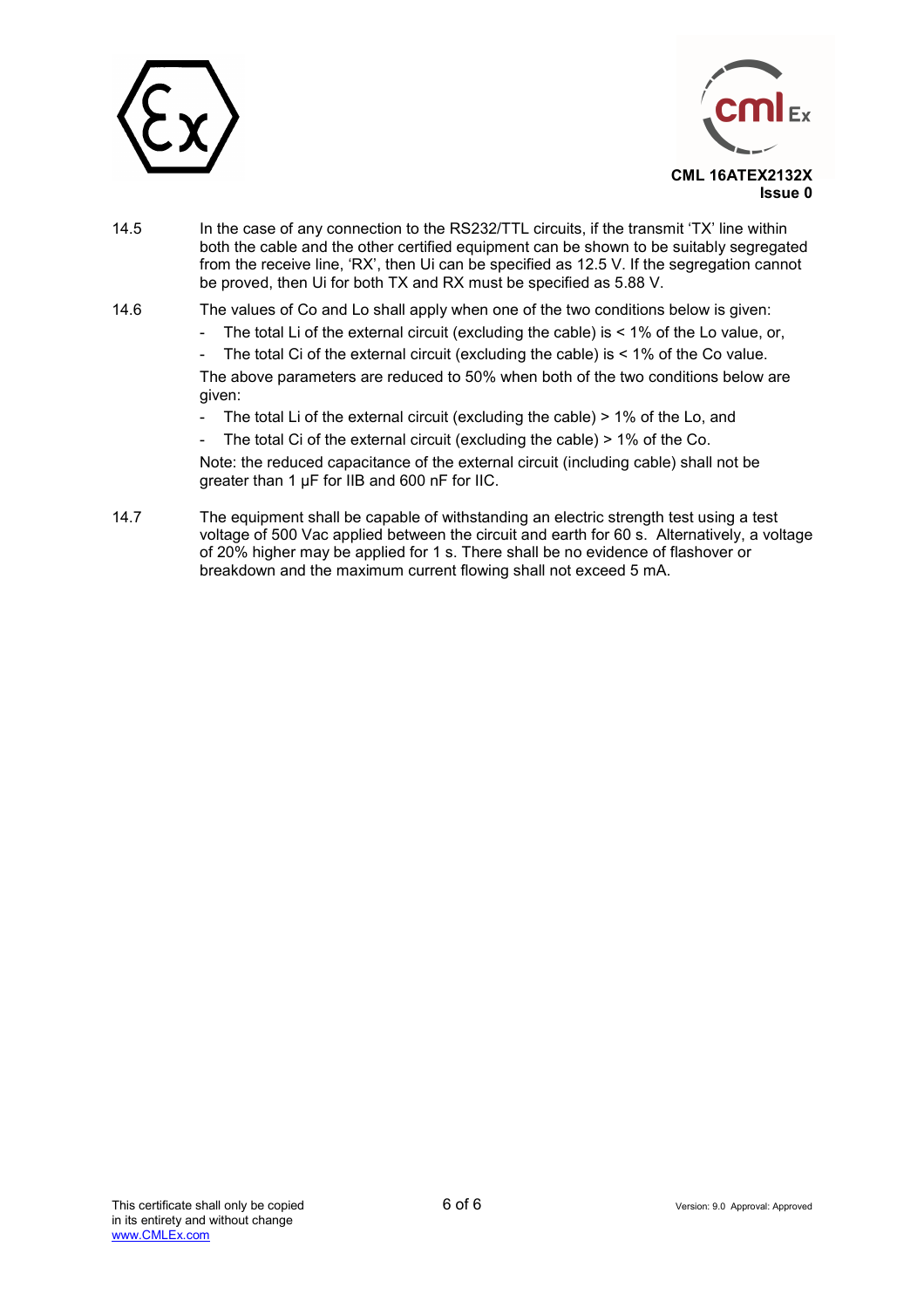14.5 In the case of any connection to the RS232/TTL circuits, if the transmit 'TX' line within both the cable and the other certified equipment can be shown to be suitably segregated from the receive line, 'RX', then Ui can be specified as 12.5 V. If the segregation cannot be proved, then Ui for both TX and RX must be specified as 5.88 V.

14.6 The values of Co and Lo shall apply when one of the two conditions below is given:

- The total Li of the external circuit (excluding the cable) is < 1% of the Lo value, or,
- The total Ci of the external circuit (excluding the cable) is < 1% of the Co value.

The above parameters are reduced to 50% when both of the two conditions below are given:

- The total Li of the external circuit (excluding the cable) > 1% of the Lo, and
- The total Ci of the external circuit (excluding the cable) > 1% of the Co.

Note: the reduced capacitance of the external circuit (including cable) shall not be greater than 1 μF for IIB and 600 nF for IIC.

14.7 The equipment shall be capable of withstanding an electric strength test using a test voltage of 500 Vac applied between the circuit and earth for 60 s. Alternatively, a voltage of 20% higher may be applied for 1 s. There shall be no evidence of flashover or breakdown and the maximum current flowing shall not exceed 5 mA.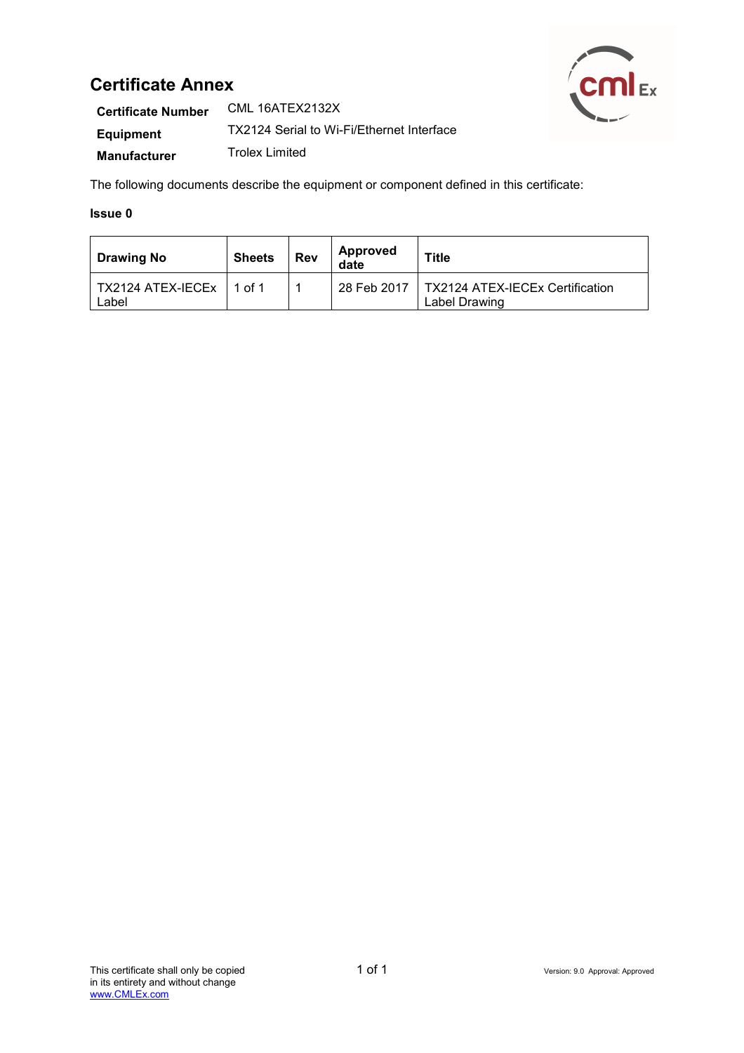# Certificate Annex

| | |
|---|---|
| **Certificate Number** | CML 16ATEX2132X |
| **Equipment** | TX2124 Serial to Wi-Fi/Ethernet Interface |
| **Manufacturer** | Trolex Limited |

The following documents describe the equipment or component defined in this certificate:

**Issue 0**

| Drawing No | Sheets | Rev | Approved date | Title |
|---|---|---|---|---|
| TX2124 ATEX-IECEx Label | 1 of 1 | 1 | 28 Feb 2017 | TX2124 ATEX-IECEx Certification Label Drawing |

This certificate shall only be copied in its entirety and without change
www.CMLEx.com

Version: 9.0 Approval: Approved